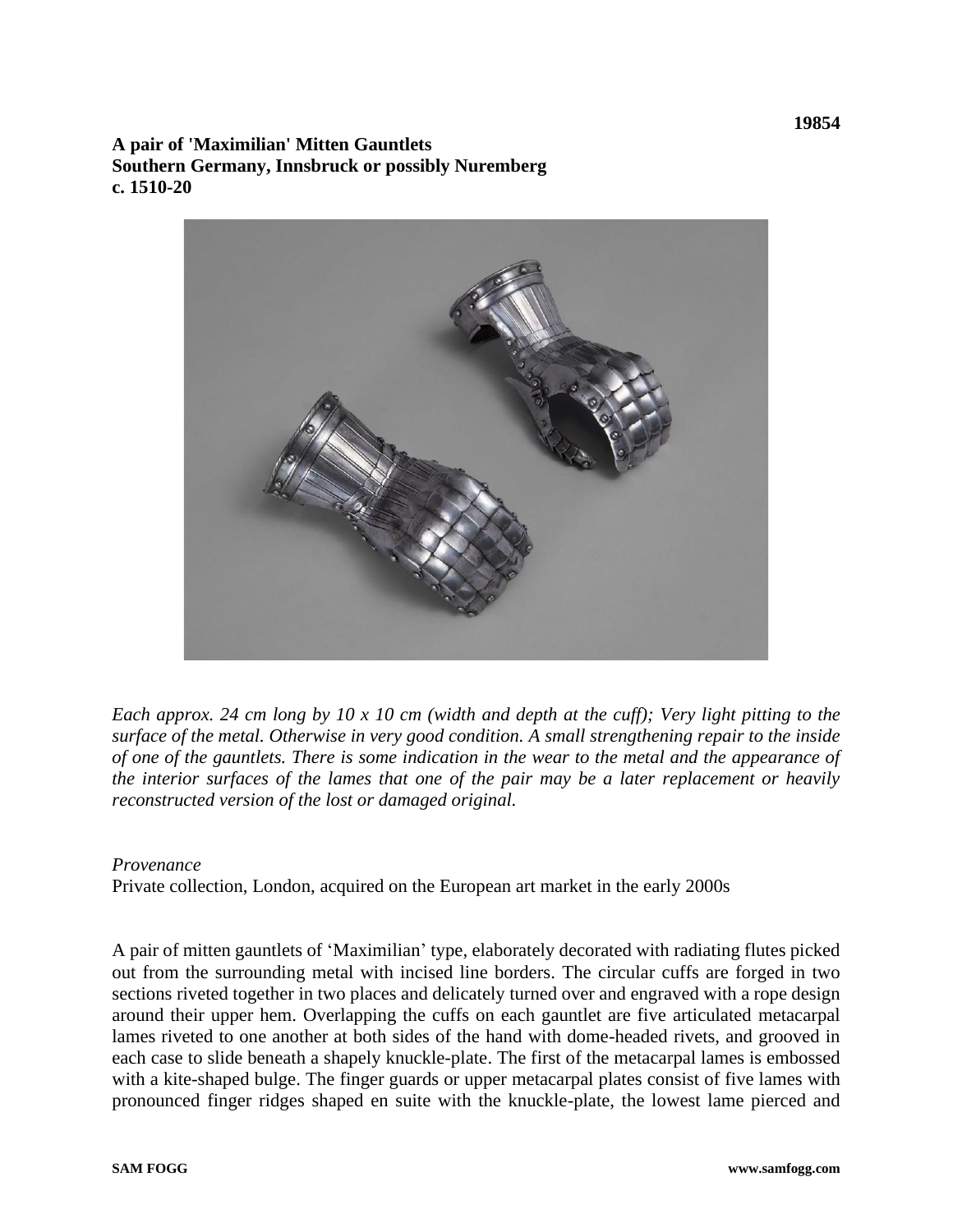19854

**A pair of 'Maximilian' Mitten Gauntlets**
**Southern Germany, Innsbruck or possibly Nuremberg**
**c. 1510-20**

*Each approx. 24 cm long by 10 x 10 cm (width and depth at the cuff); Very light pitting to the surface of the metal. Otherwise in very good condition. A small strengthening repair to the inside of one of the gauntlets. There is some indication in the wear to the metal and the appearance of the interior surfaces of the lames that one of the pair may be a later replacement or heavily reconstructed version of the lost or damaged original.*

*Provenance*
Private collection, London, acquired on the European art market in the early 2000s

A pair of mitten gauntlets of 'Maximilian' type, elaborately decorated with radiating flutes picked out from the surrounding metal with incised line borders. The circular cuffs are forged in two sections riveted together in two places and delicately turned over and engraved with a rope design around their upper hem. Overlapping the cuffs on each gauntlet are five articulated metacarpal lames riveted to one another at both sides of the hand with dome-headed rivets, and grooved in each case to slide beneath a shapely knuckle-plate. The first of the metacarpal lames is embossed with a kite-shaped bulge. The finger guards or upper metacarpal plates consist of five lames with pronounced finger ridges shaped en suite with the knuckle-plate, the lowest lame pierced and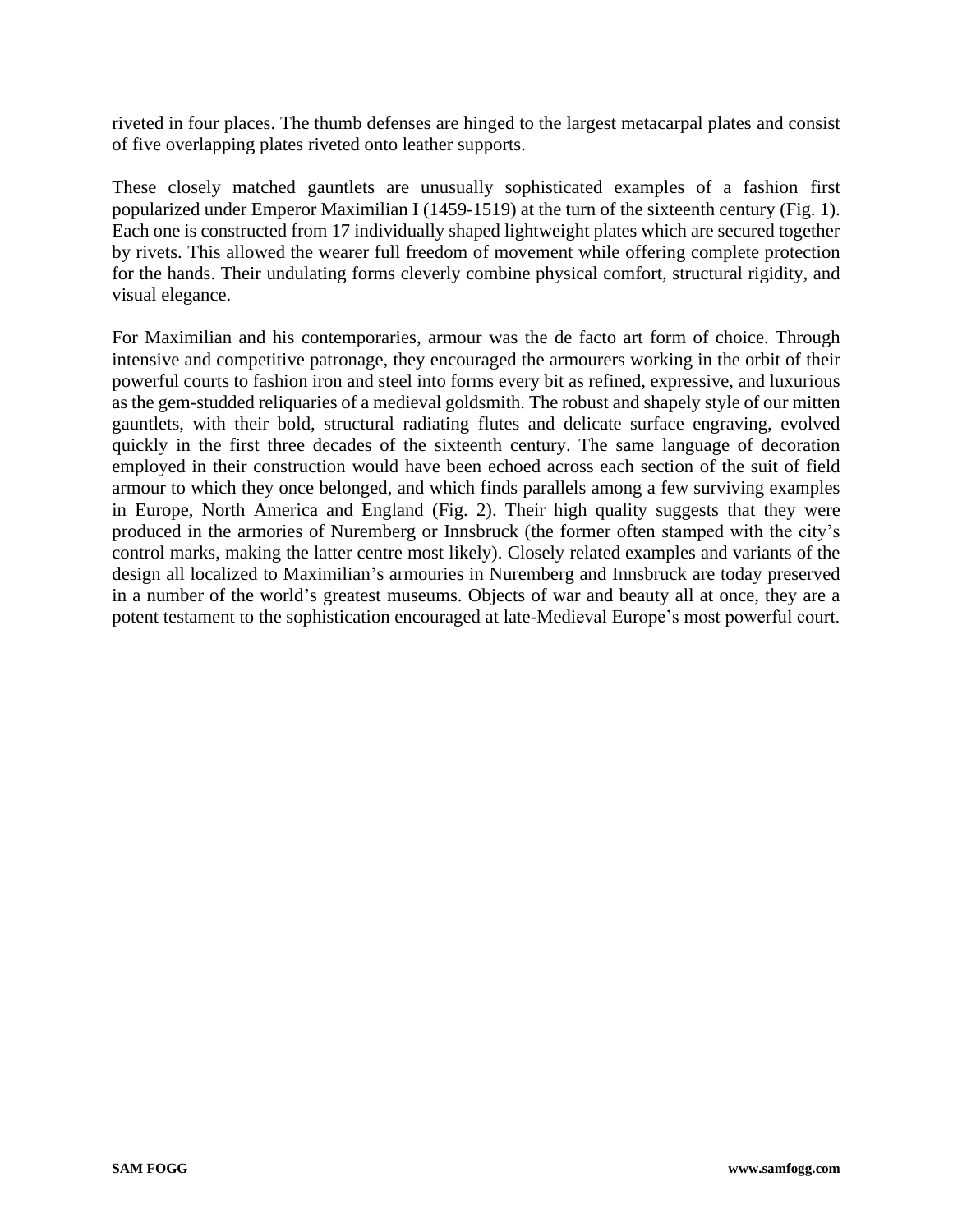riveted in four places. The thumb defenses are hinged to the largest metacarpal plates and consist of five overlapping plates riveted onto leather supports.

These closely matched gauntlets are unusually sophisticated examples of a fashion first popularized under Emperor Maximilian I (1459-1519) at the turn of the sixteenth century (Fig. 1). Each one is constructed from 17 individually shaped lightweight plates which are secured together by rivets. This allowed the wearer full freedom of movement while offering complete protection for the hands. Their undulating forms cleverly combine physical comfort, structural rigidity, and visual elegance.

For Maximilian and his contemporaries, armour was the de facto art form of choice. Through intensive and competitive patronage, they encouraged the armourers working in the orbit of their powerful courts to fashion iron and steel into forms every bit as refined, expressive, and luxurious as the gem-studded reliquaries of a medieval goldsmith. The robust and shapely style of our mitten gauntlets, with their bold, structural radiating flutes and delicate surface engraving, evolved quickly in the first three decades of the sixteenth century. The same language of decoration employed in their construction would have been echoed across each section of the suit of field armour to which they once belonged, and which finds parallels among a few surviving examples in Europe, North America and England (Fig. 2). Their high quality suggests that they were produced in the armories of Nuremberg or Innsbruck (the former often stamped with the city's control marks, making the latter centre most likely). Closely related examples and variants of the design all localized to Maximilian's armouries in Nuremberg and Innsbruck are today preserved in a number of the world's greatest museums. Objects of war and beauty all at once, they are a potent testament to the sophistication encouraged at late-Medieval Europe's most powerful court.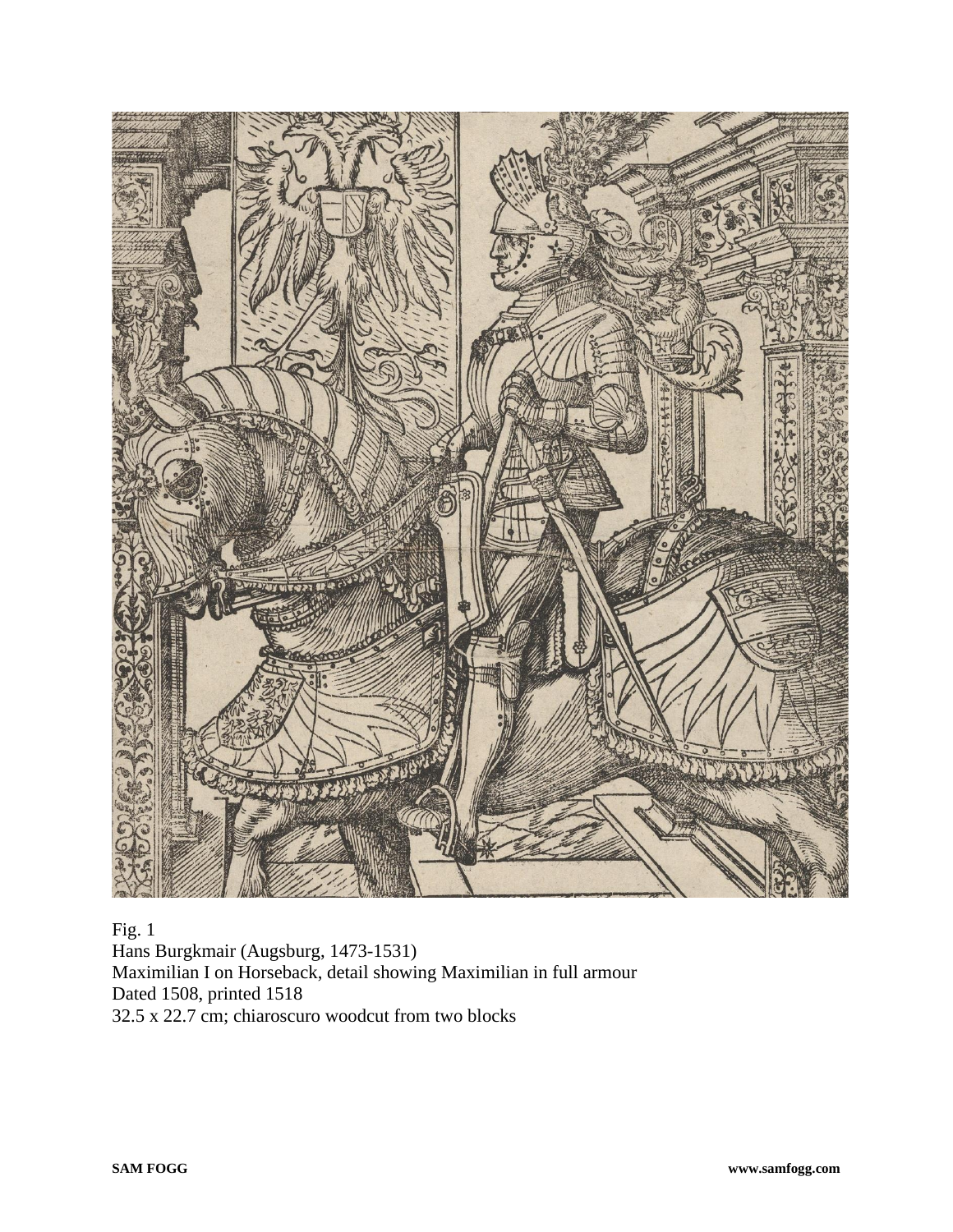Fig. 1
Hans Burgkmair (Augsburg, 1473-1531)
Maximilian I on Horseback, detail showing Maximilian in full armour
Dated 1508, printed 1518
32.5 x 22.7 cm; chiaroscuro woodcut from two blocks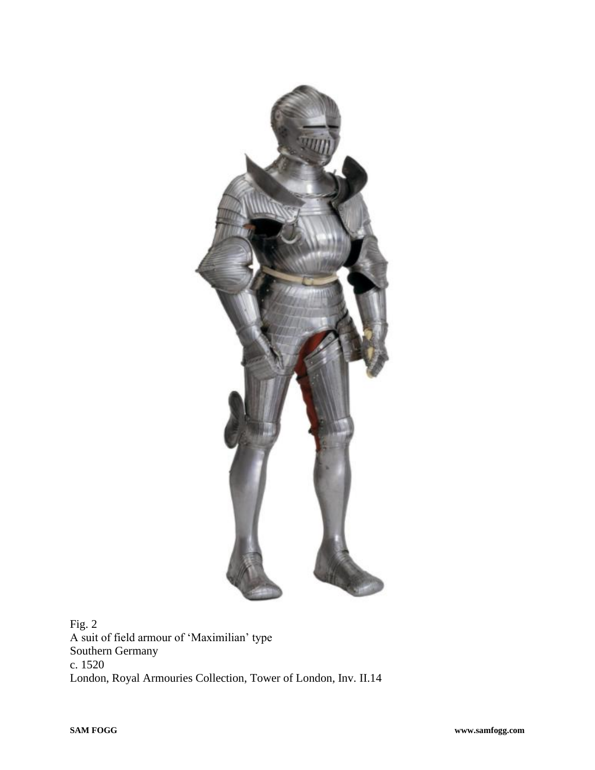Fig. 2
A suit of field armour of 'Maximilian' type
Southern Germany
c. 1520
London, Royal Armouries Collection, Tower of London, Inv. II.14